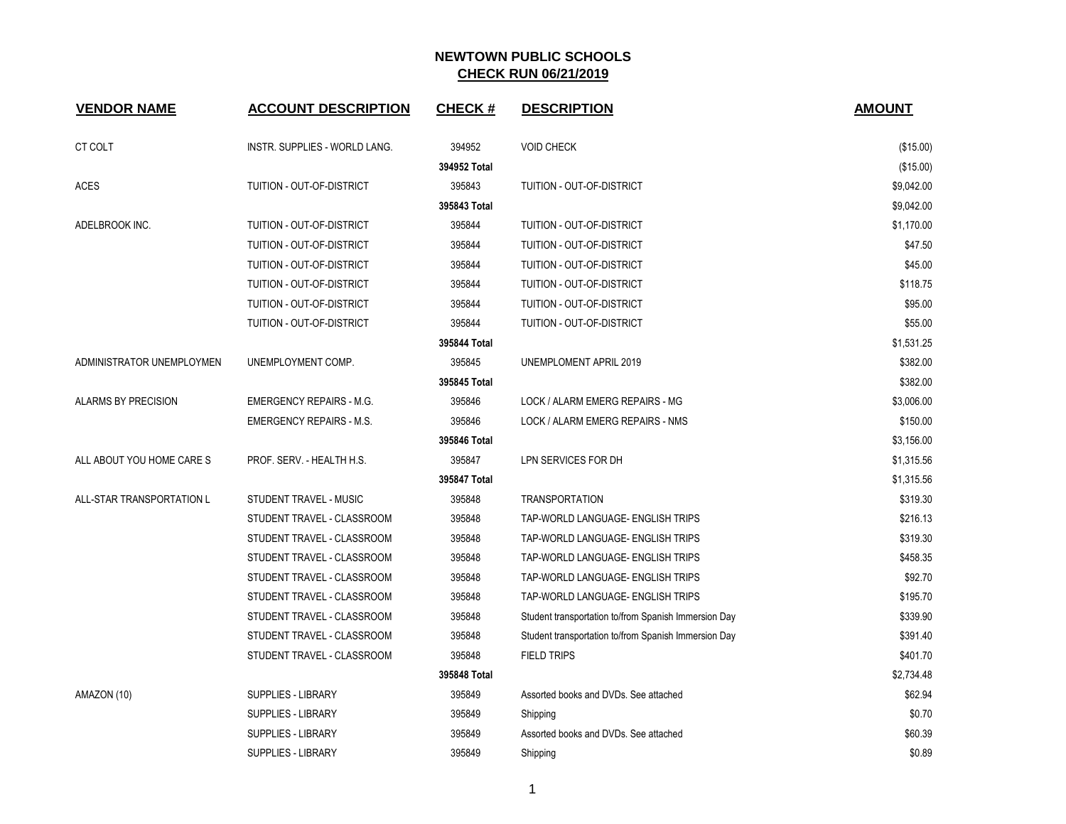# NEWTOWN PUBLIC SCHOOLS

## CHECK RUN 06/21/2019

| VENDOR NAME | ACCOUNT DESCRIPTION | CHECK # | DESCRIPTION | AMOUNT |
|---|---|---|---|---|
| CT COLT | INSTR. SUPPLIES - WORLD LANG. | 394952 | VOID CHECK | ($15.00) |
| | | 394952 Total | | ($15.00) |
| ACES | TUITION - OUT-OF-DISTRICT | 395843 | TUITION - OUT-OF-DISTRICT | $9,042.00 |
| | | 395843 Total | | $9,042.00 |
| ADELBROOK INC. | TUITION - OUT-OF-DISTRICT | 395844 | TUITION - OUT-OF-DISTRICT | $1,170.00 |
| | TUITION - OUT-OF-DISTRICT | 395844 | TUITION - OUT-OF-DISTRICT | $47.50 |
| | TUITION - OUT-OF-DISTRICT | 395844 | TUITION - OUT-OF-DISTRICT | $45.00 |
| | TUITION - OUT-OF-DISTRICT | 395844 | TUITION - OUT-OF-DISTRICT | $118.75 |
| | TUITION - OUT-OF-DISTRICT | 395844 | TUITION - OUT-OF-DISTRICT | $95.00 |
| | TUITION - OUT-OF-DISTRICT | 395844 | TUITION - OUT-OF-DISTRICT | $55.00 |
| | | 395844 Total | | $1,531.25 |
| ADMINISTRATOR UNEMPLOYMEN | UNEMPLOYMENT COMP. | 395845 | UNEMPLOMENT APRIL 2019 | $382.00 |
| | | 395845 Total | | $382.00 |
| ALARMS BY PRECISION | EMERGENCY REPAIRS - M.G. | 395846 | LOCK / ALARM EMERG REPAIRS - MG | $3,006.00 |
| | EMERGENCY REPAIRS - M.S. | 395846 | LOCK / ALARM EMERG REPAIRS - NMS | $150.00 |
| | | 395846 Total | | $3,156.00 |
| ALL ABOUT YOU HOME CARE S | PROF. SERV. - HEALTH H.S. | 395847 | LPN SERVICES FOR DH | $1,315.56 |
| | | 395847 Total | | $1,315.56 |
| ALL-STAR TRANSPORTATION L | STUDENT TRAVEL - MUSIC | 395848 | TRANSPORTATION | $319.30 |
| | STUDENT TRAVEL - CLASSROOM | 395848 | TAP-WORLD LANGUAGE- ENGLISH TRIPS | $216.13 |
| | STUDENT TRAVEL - CLASSROOM | 395848 | TAP-WORLD LANGUAGE- ENGLISH TRIPS | $319.30 |
| | STUDENT TRAVEL - CLASSROOM | 395848 | TAP-WORLD LANGUAGE- ENGLISH TRIPS | $458.35 |
| | STUDENT TRAVEL - CLASSROOM | 395848 | TAP-WORLD LANGUAGE- ENGLISH TRIPS | $92.70 |
| | STUDENT TRAVEL - CLASSROOM | 395848 | TAP-WORLD LANGUAGE- ENGLISH TRIPS | $195.70 |
| | STUDENT TRAVEL - CLASSROOM | 395848 | Student transportation to/from Spanish Immersion Day | $339.90 |
| | STUDENT TRAVEL - CLASSROOM | 395848 | Student transportation to/from Spanish Immersion Day | $391.40 |
| | STUDENT TRAVEL - CLASSROOM | 395848 | FIELD TRIPS | $401.70 |
| | | 395848 Total | | $2,734.48 |
| AMAZON (10) | SUPPLIES - LIBRARY | 395849 | Assorted books and DVDs. See attached | $62.94 |
| | SUPPLIES - LIBRARY | 395849 | Shipping | $0.70 |
| | SUPPLIES - LIBRARY | 395849 | Assorted books and DVDs. See attached | $60.39 |
| | SUPPLIES - LIBRARY | 395849 | Shipping | $0.89 |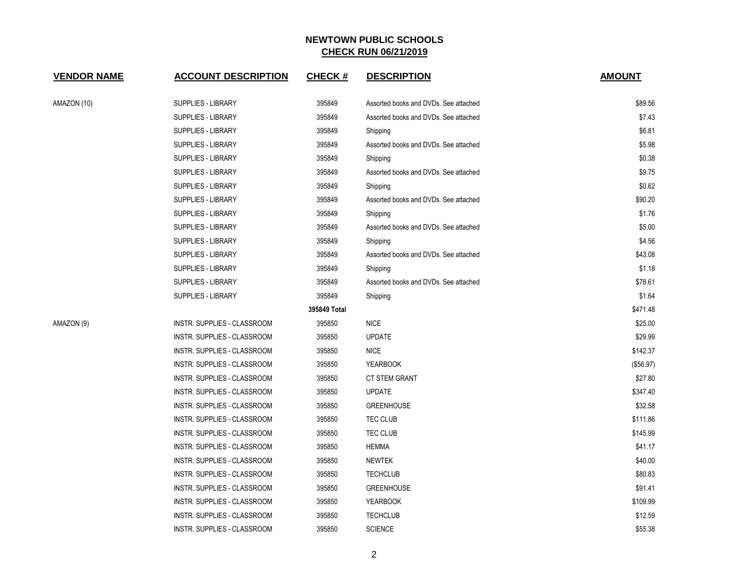## NEWTOWN PUBLIC SCHOOLS
## CHECK RUN 06/21/2019

| VENDOR NAME | ACCOUNT DESCRIPTION | CHECK # | DESCRIPTION | AMOUNT |
|---|---|---|---|---|
| AMAZON (10) | SUPPLIES - LIBRARY | 395849 | Assorted books and DVDs. See attached | $89.56 |
| | SUPPLIES - LIBRARY | 395849 | Assorted books and DVDs. See attached | $7.43 |
| | SUPPLIES - LIBRARY | 395849 | Shipping | $6.81 |
| | SUPPLIES - LIBRARY | 395849 | Assorted books and DVDs. See attached | $5.98 |
| | SUPPLIES - LIBRARY | 395849 | Shipping | $0.38 |
| | SUPPLIES - LIBRARY | 395849 | Assorted books and DVDs. See attached | $9.75 |
| | SUPPLIES - LIBRARY | 395849 | Shipping | $0.62 |
| | SUPPLIES - LIBRARY | 395849 | Assorted books and DVDs. See attached | $90.20 |
| | SUPPLIES - LIBRARY | 395849 | Shipping | $1.76 |
| | SUPPLIES - LIBRARY | 395849 | Assorted books and DVDs. See attached | $5.00 |
| | SUPPLIES - LIBRARY | 395849 | Shipping | $4.56 |
| | SUPPLIES - LIBRARY | 395849 | Assorted books and DVDs. See attached | $43.08 |
| | SUPPLIES - LIBRARY | 395849 | Shipping | $1.18 |
| | SUPPLIES - LIBRARY | 395849 | Assorted books and DVDs. See attached | $78.61 |
| | SUPPLIES - LIBRARY | 395849 | Shipping | $1.64 |
| | | **395849 Total** | | $471.48 |
| AMAZON (9) | INSTR. SUPPLIES - CLASSROOM | 395850 | NICE | $25.00 |
| | INSTR. SUPPLIES - CLASSROOM | 395850 | UPDATE | $29.99 |
| | INSTR. SUPPLIES - CLASSROOM | 395850 | NICE | $142.37 |
| | INSTR. SUPPLIES - CLASSROOM | 395850 | YEARBOOK | ($56.97) |
| | INSTR. SUPPLIES - CLASSROOM | 395850 | CT STEM GRANT | $27.80 |
| | INSTR. SUPPLIES - CLASSROOM | 395850 | UPDATE | $347.40 |
| | INSTR. SUPPLIES - CLASSROOM | 395850 | GREENHOUSE | $32.58 |
| | INSTR. SUPPLIES - CLASSROOM | 395850 | TEC CLUB | $111.86 |
| | INSTR. SUPPLIES - CLASSROOM | 395850 | TEC CLUB | $145.99 |
| | INSTR. SUPPLIES - CLASSROOM | 395850 | HEMMA | $41.17 |
| | INSTR. SUPPLIES - CLASSROOM | 395850 | NEWTEK | $40.00 |
| | INSTR. SUPPLIES - CLASSROOM | 395850 | TECHCLUB | $80.83 |
| | INSTR. SUPPLIES - CLASSROOM | 395850 | GREENHOUSE | $91.41 |
| | INSTR. SUPPLIES - CLASSROOM | 395850 | YEARBOOK | $109.99 |
| | INSTR. SUPPLIES - CLASSROOM | 395850 | TECHCLUB | $12.59 |
| | INSTR. SUPPLIES - CLASSROOM | 395850 | SCIENCE | $55.38 |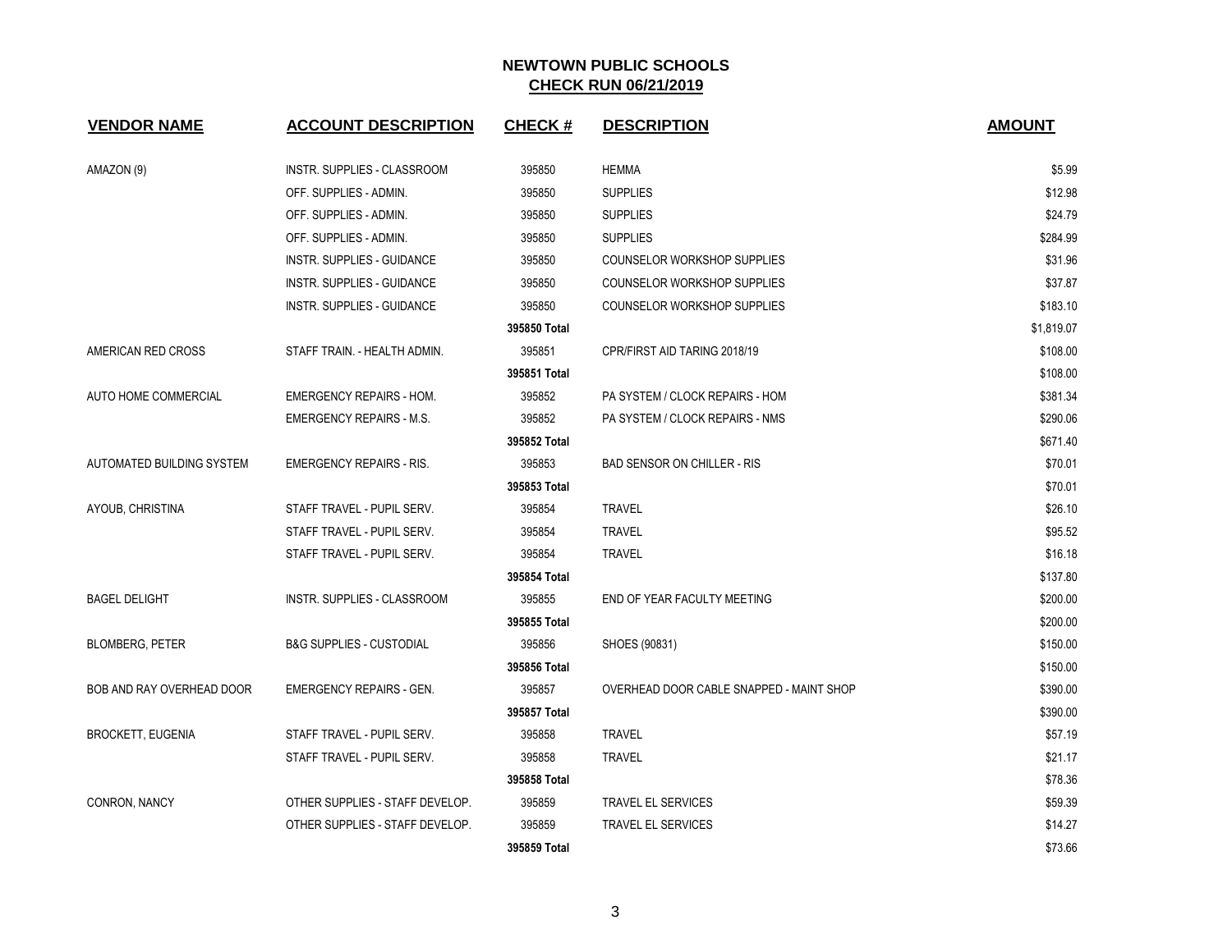# NEWTOWN PUBLIC SCHOOLS

## CHECK RUN 06/21/2019

| VENDOR NAME | ACCOUNT DESCRIPTION | CHECK # | DESCRIPTION | AMOUNT |
|---|---|---|---|---|
| AMAZON (9) | INSTR. SUPPLIES - CLASSROOM | 395850 | HEMMA | $5.99 |
| | OFF. SUPPLIES - ADMIN. | 395850 | SUPPLIES | $12.98 |
| | OFF. SUPPLIES - ADMIN. | 395850 | SUPPLIES | $24.79 |
| | OFF. SUPPLIES - ADMIN. | 395850 | SUPPLIES | $284.99 |
| | INSTR. SUPPLIES - GUIDANCE | 395850 | COUNSELOR WORKSHOP SUPPLIES | $31.96 |
| | INSTR. SUPPLIES - GUIDANCE | 395850 | COUNSELOR WORKSHOP SUPPLIES | $37.87 |
| | INSTR. SUPPLIES - GUIDANCE | 395850 | COUNSELOR WORKSHOP SUPPLIES | $183.10 |
| | | **395850 Total** | | $1,819.07 |
| AMERICAN RED CROSS | STAFF TRAIN. - HEALTH ADMIN. | 395851 | CPR/FIRST AID TARING 2018/19 | $108.00 |
| | | **395851 Total** | | $108.00 |
| AUTO HOME COMMERCIAL | EMERGENCY REPAIRS - HOM. | 395852 | PA SYSTEM / CLOCK REPAIRS - HOM | $381.34 |
| | EMERGENCY REPAIRS - M.S. | 395852 | PA SYSTEM / CLOCK REPAIRS - NMS | $290.06 |
| | | **395852 Total** | | $671.40 |
| AUTOMATED BUILDING SYSTEM | EMERGENCY REPAIRS - RIS. | 395853 | BAD SENSOR ON CHILLER - RIS | $70.01 |
| | | **395853 Total** | | $70.01 |
| AYOUB, CHRISTINA | STAFF TRAVEL - PUPIL SERV. | 395854 | TRAVEL | $26.10 |
| | STAFF TRAVEL - PUPIL SERV. | 395854 | TRAVEL | $95.52 |
| | STAFF TRAVEL - PUPIL SERV. | 395854 | TRAVEL | $16.18 |
| | | **395854 Total** | | $137.80 |
| BAGEL DELIGHT | INSTR. SUPPLIES - CLASSROOM | 395855 | END OF YEAR FACULTY MEETING | $200.00 |
| | | **395855 Total** | | $200.00 |
| BLOMBERG, PETER | B&G SUPPLIES - CUSTODIAL | 395856 | SHOES (90831) | $150.00 |
| | | **395856 Total** | | $150.00 |
| BOB AND RAY OVERHEAD DOOR | EMERGENCY REPAIRS - GEN. | 395857 | OVERHEAD DOOR CABLE SNAPPED - MAINT SHOP | $390.00 |
| | | **395857 Total** | | $390.00 |
| BROCKETT, EUGENIA | STAFF TRAVEL - PUPIL SERV. | 395858 | TRAVEL | $57.19 |
| | STAFF TRAVEL - PUPIL SERV. | 395858 | TRAVEL | $21.17 |
| | | **395858 Total** | | $78.36 |
| CONRON, NANCY | OTHER SUPPLIES - STAFF DEVELOP. | 395859 | TRAVEL EL SERVICES | $59.39 |
| | OTHER SUPPLIES - STAFF DEVELOP. | 395859 | TRAVEL EL SERVICES | $14.27 |
| | | **395859 Total** | | $73.66 |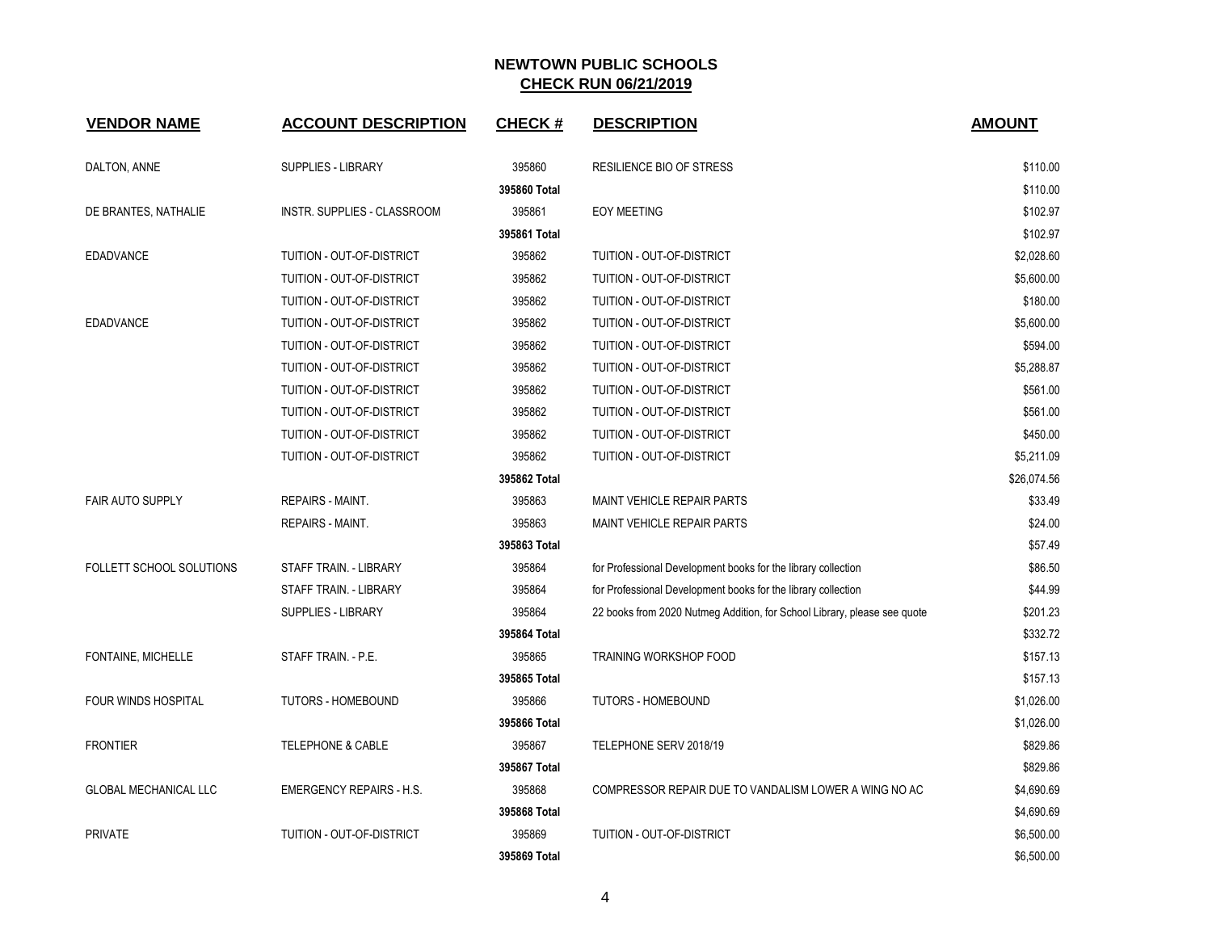# NEWTOWN PUBLIC SCHOOLS

## CHECK RUN 06/21/2019

| VENDOR NAME | ACCOUNT DESCRIPTION | CHECK # | DESCRIPTION | AMOUNT |
|---|---|---|---|---|
| DALTON, ANNE | SUPPLIES - LIBRARY | 395860 | RESILIENCE BIO OF STRESS | $110.00 |
| | | **395860 Total** | | $110.00 |
| DE BRANTES, NATHALIE | INSTR. SUPPLIES - CLASSROOM | 395861 | EOY MEETING | $102.97 |
| | | **395861 Total** | | $102.97 |
| EDADVANCE | TUITION - OUT-OF-DISTRICT | 395862 | TUITION - OUT-OF-DISTRICT | $2,028.60 |
| | TUITION - OUT-OF-DISTRICT | 395862 | TUITION - OUT-OF-DISTRICT | $5,600.00 |
| | TUITION - OUT-OF-DISTRICT | 395862 | TUITION - OUT-OF-DISTRICT | $180.00 |
| EDADVANCE | TUITION - OUT-OF-DISTRICT | 395862 | TUITION - OUT-OF-DISTRICT | $5,600.00 |
| | TUITION - OUT-OF-DISTRICT | 395862 | TUITION - OUT-OF-DISTRICT | $594.00 |
| | TUITION - OUT-OF-DISTRICT | 395862 | TUITION - OUT-OF-DISTRICT | $5,288.87 |
| | TUITION - OUT-OF-DISTRICT | 395862 | TUITION - OUT-OF-DISTRICT | $561.00 |
| | TUITION - OUT-OF-DISTRICT | 395862 | TUITION - OUT-OF-DISTRICT | $561.00 |
| | TUITION - OUT-OF-DISTRICT | 395862 | TUITION - OUT-OF-DISTRICT | $450.00 |
| | TUITION - OUT-OF-DISTRICT | 395862 | TUITION - OUT-OF-DISTRICT | $5,211.09 |
| | | **395862 Total** | | $26,074.56 |
| FAIR AUTO SUPPLY | REPAIRS - MAINT. | 395863 | MAINT VEHICLE REPAIR PARTS | $33.49 |
| | REPAIRS - MAINT. | 395863 | MAINT VEHICLE REPAIR PARTS | $24.00 |
| | | **395863 Total** | | $57.49 |
| FOLLETT SCHOOL SOLUTIONS | STAFF TRAIN. - LIBRARY | 395864 | for Professional Development books for the library collection | $86.50 |
| | STAFF TRAIN. - LIBRARY | 395864 | for Professional Development books for the library collection | $44.99 |
| | SUPPLIES - LIBRARY | 395864 | 22 books from 2020 Nutmeg Addition, for School Library, please see quote | $201.23 |
| | | **395864 Total** | | $332.72 |
| FONTAINE, MICHELLE | STAFF TRAIN. - P.E. | 395865 | TRAINING WORKSHOP FOOD | $157.13 |
| | | **395865 Total** | | $157.13 |
| FOUR WINDS HOSPITAL | TUTORS - HOMEBOUND | 395866 | TUTORS - HOMEBOUND | $1,026.00 |
| | | **395866 Total** | | $1,026.00 |
| FRONTIER | TELEPHONE & CABLE | 395867 | TELEPHONE SERV 2018/19 | $829.86 |
| | | **395867 Total** | | $829.86 |
| GLOBAL MECHANICAL LLC | EMERGENCY REPAIRS - H.S. | 395868 | COMPRESSOR REPAIR DUE TO VANDALISM LOWER A WING NO AC | $4,690.69 |
| | | **395868 Total** | | $4,690.69 |
| PRIVATE | TUITION - OUT-OF-DISTRICT | 395869 | TUITION - OUT-OF-DISTRICT | $6,500.00 |
| | | **395869 Total** | | $6,500.00 |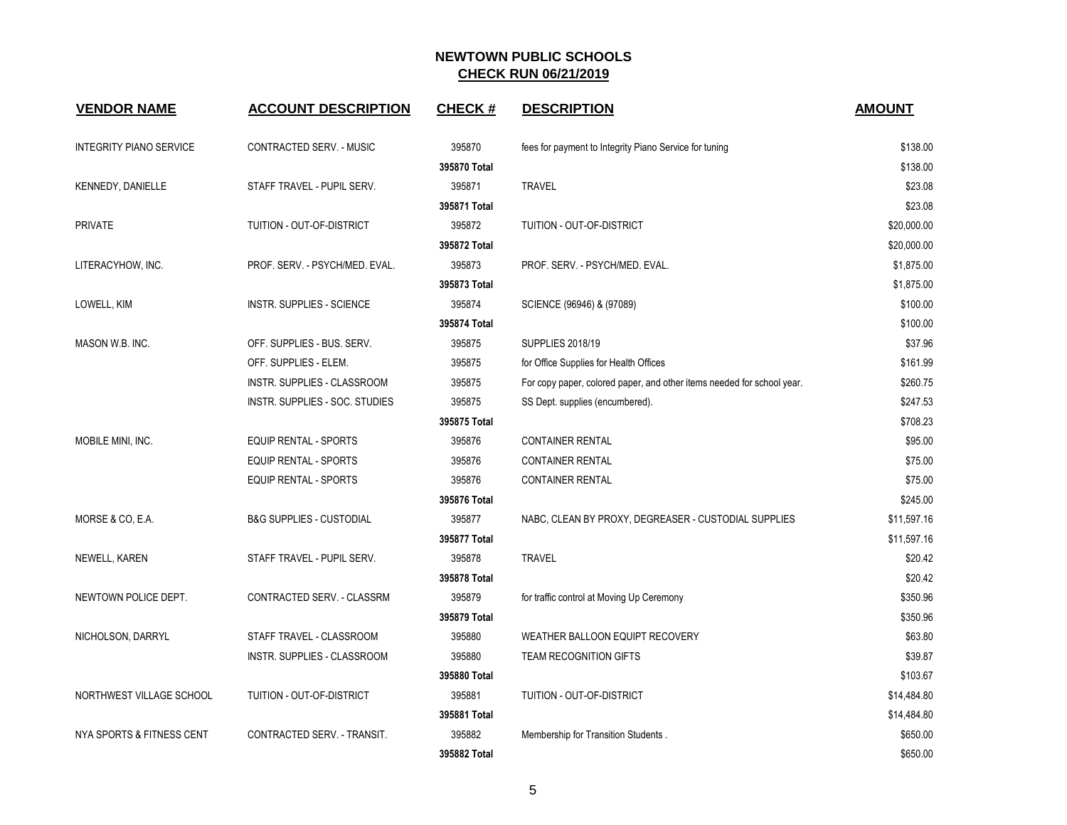**NEWTOWN PUBLIC SCHOOLS**
**CHECK RUN 06/21/2019**

| VENDOR NAME | ACCOUNT DESCRIPTION | CHECK # | DESCRIPTION | AMOUNT |
|---|---|---|---|---|
| INTEGRITY PIANO SERVICE | CONTRACTED SERV. - MUSIC | 395870 | fees for payment to Integrity Piano Service for tuning | $138.00 |
| | | **395870 Total** | | $138.00 |
| KENNEDY, DANIELLE | STAFF TRAVEL - PUPIL SERV. | 395871 | TRAVEL | $23.08 |
| | | **395871 Total** | | $23.08 |
| PRIVATE | TUITION - OUT-OF-DISTRICT | 395872 | TUITION - OUT-OF-DISTRICT | $20,000.00 |
| | | **395872 Total** | | $20,000.00 |
| LITERACYHOW, INC. | PROF. SERV. - PSYCH/MED. EVAL. | 395873 | PROF. SERV. - PSYCH/MED. EVAL. | $1,875.00 |
| | | **395873 Total** | | $1,875.00 |
| LOWELL, KIM | INSTR. SUPPLIES - SCIENCE | 395874 | SCIENCE (96946) & (97089) | $100.00 |
| | | **395874 Total** | | $100.00 |
| MASON W.B. INC. | OFF. SUPPLIES - BUS. SERV. | 395875 | SUPPLIES 2018/19 | $37.96 |
| | OFF. SUPPLIES - ELEM. | 395875 | for Office Supplies for Health Offices | $161.99 |
| | INSTR. SUPPLIES - CLASSROOM | 395875 | For copy paper, colored paper, and other items needed for school year. | $260.75 |
| | INSTR. SUPPLIES - SOC. STUDIES | 395875 | SS Dept. supplies (encumbered). | $247.53 |
| | | **395875 Total** | | $708.23 |
| MOBILE MINI, INC. | EQUIP RENTAL - SPORTS | 395876 | CONTAINER RENTAL | $95.00 |
| | EQUIP RENTAL - SPORTS | 395876 | CONTAINER RENTAL | $75.00 |
| | EQUIP RENTAL - SPORTS | 395876 | CONTAINER RENTAL | $75.00 |
| | | **395876 Total** | | $245.00 |
| MORSE & CO, E.A. | B&G SUPPLIES - CUSTODIAL | 395877 | NABC, CLEAN BY PROXY, DEGREASER - CUSTODIAL SUPPLIES | $11,597.16 |
| | | **395877 Total** | | $11,597.16 |
| NEWELL, KAREN | STAFF TRAVEL - PUPIL SERV. | 395878 | TRAVEL | $20.42 |
| | | **395878 Total** | | $20.42 |
| NEWTOWN POLICE DEPT. | CONTRACTED SERV. - CLASSRM | 395879 | for traffic control at Moving Up Ceremony | $350.96 |
| | | **395879 Total** | | $350.96 |
| NICHOLSON, DARRYL | STAFF TRAVEL - CLASSROOM | 395880 | WEATHER BALLOON EQUIPT RECOVERY | $63.80 |
| | INSTR. SUPPLIES - CLASSROOM | 395880 | TEAM RECOGNITION GIFTS | $39.87 |
| | | **395880 Total** | | $103.67 |
| NORTHWEST VILLAGE SCHOOL | TUITION - OUT-OF-DISTRICT | 395881 | TUITION - OUT-OF-DISTRICT | $14,484.80 |
| | | **395881 Total** | | $14,484.80 |
| NYA SPORTS & FITNESS CENT | CONTRACTED SERV. - TRANSIT. | 395882 | Membership for Transition Students . | $650.00 |
| | | **395882 Total** | | $650.00 |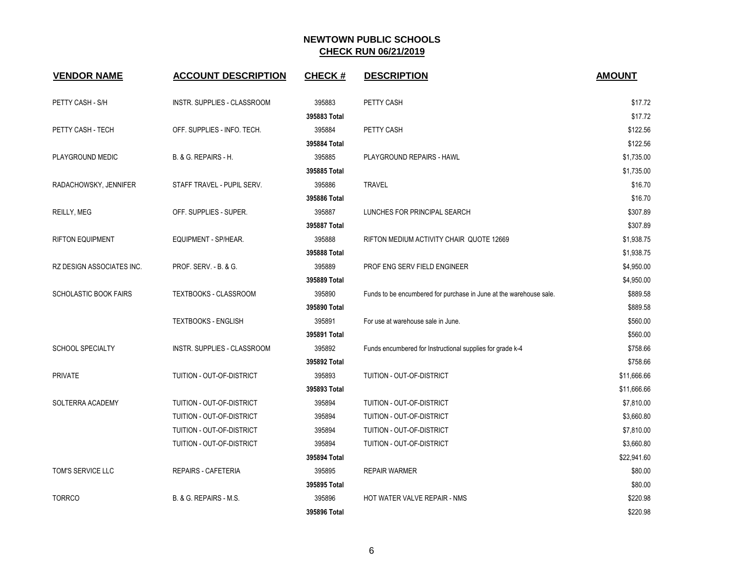# NEWTOWN PUBLIC SCHOOLS
## CHECK RUN 06/21/2019

| VENDOR NAME | ACCOUNT DESCRIPTION | CHECK # | DESCRIPTION | AMOUNT |
|---|---|---|---|---|
| PETTY CASH - S/H | INSTR. SUPPLIES - CLASSROOM | 395883 | PETTY CASH | $17.72 |
| | | 395883 Total | | $17.72 |
| PETTY CASH - TECH | OFF. SUPPLIES - INFO. TECH. | 395884 | PETTY CASH | $122.56 |
| | | 395884 Total | | $122.56 |
| PLAYGROUND MEDIC | B. & G. REPAIRS - H. | 395885 | PLAYGROUND REPAIRS - HAWL | $1,735.00 |
| | | 395885 Total | | $1,735.00 |
| RADACHOWSKY, JENNIFER | STAFF TRAVEL - PUPIL SERV. | 395886 | TRAVEL | $16.70 |
| | | 395886 Total | | $16.70 |
| REILLY, MEG | OFF. SUPPLIES - SUPER. | 395887 | LUNCHES FOR PRINCIPAL SEARCH | $307.89 |
| | | 395887 Total | | $307.89 |
| RIFTON EQUIPMENT | EQUIPMENT - SP/HEAR. | 395888 | RIFTON MEDIUM ACTIVITY CHAIR QUOTE 12669 | $1,938.75 |
| | | 395888 Total | | $1,938.75 |
| RZ DESIGN ASSOCIATES INC. | PROF. SERV. - B. & G. | 395889 | PROF ENG SERV FIELD ENGINEER | $4,950.00 |
| | | 395889 Total | | $4,950.00 |
| SCHOLASTIC BOOK FAIRS | TEXTBOOKS - CLASSROOM | 395890 | Funds to be encumbered for purchase in June at the warehouse sale. | $889.58 |
| | | 395890 Total | | $889.58 |
| | TEXTBOOKS - ENGLISH | 395891 | For use at warehouse sale in June. | $560.00 |
| | | 395891 Total | | $560.00 |
| SCHOOL SPECIALTY | INSTR. SUPPLIES - CLASSROOM | 395892 | Funds encumbered for Instructional supplies for grade k-4 | $758.66 |
| | | 395892 Total | | $758.66 |
| PRIVATE | TUITION - OUT-OF-DISTRICT | 395893 | TUITION - OUT-OF-DISTRICT | $11,666.66 |
| | | 395893 Total | | $11,666.66 |
| SOLTERRA ACADEMY | TUITION - OUT-OF-DISTRICT | 395894 | TUITION - OUT-OF-DISTRICT | $7,810.00 |
| | TUITION - OUT-OF-DISTRICT | 395894 | TUITION - OUT-OF-DISTRICT | $3,660.80 |
| | TUITION - OUT-OF-DISTRICT | 395894 | TUITION - OUT-OF-DISTRICT | $7,810.00 |
| | TUITION - OUT-OF-DISTRICT | 395894 | TUITION - OUT-OF-DISTRICT | $3,660.80 |
| | | 395894 Total | | $22,941.60 |
| TOM'S SERVICE LLC | REPAIRS - CAFETERIA | 395895 | REPAIR WARMER | $80.00 |
| | | 395895 Total | | $80.00 |
| TORRCO | B. & G. REPAIRS - M.S. | 395896 | HOT WATER VALVE REPAIR - NMS | $220.98 |
| | | 395896 Total | | $220.98 |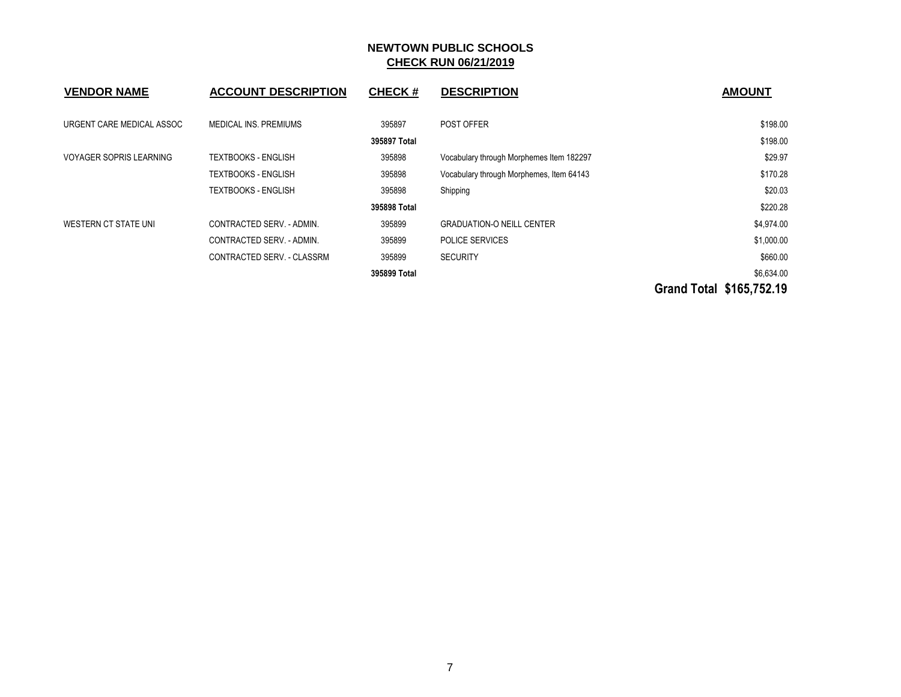# NEWTOWN PUBLIC SCHOOLS

## CHECK RUN 06/21/2019

| VENDOR NAME | ACCOUNT DESCRIPTION | CHECK # | DESCRIPTION | AMOUNT |
|---|---|---|---|---|
| URGENT CARE MEDICAL ASSOC | MEDICAL INS. PREMIUMS | 395897 | POST OFFER | $198.00 |
| | | **395897 Total** | | $198.00 |
| VOYAGER SOPRIS LEARNING | TEXTBOOKS - ENGLISH | 395898 | Vocabulary through Morphemes Item 182297 | $29.97 |
| | TEXTBOOKS - ENGLISH | 395898 | Vocabulary through Morphemes, Item 64143 | $170.28 |
| | TEXTBOOKS - ENGLISH | 395898 | Shipping | $20.03 |
| | | **395898 Total** | | $220.28 |
| WESTERN CT STATE UNI | CONTRACTED SERV. - ADMIN. | 395899 | GRADUATION-O NEILL CENTER | $4,974.00 |
| | CONTRACTED SERV. - ADMIN. | 395899 | POLICE SERVICES | $1,000.00 |
| | CONTRACTED SERV. - CLASSRM | 395899 | SECURITY | $660.00 |
| | | **395899 Total** | | $6,634.00 |
| | | | **Grand Total** | **$165,752.19** |